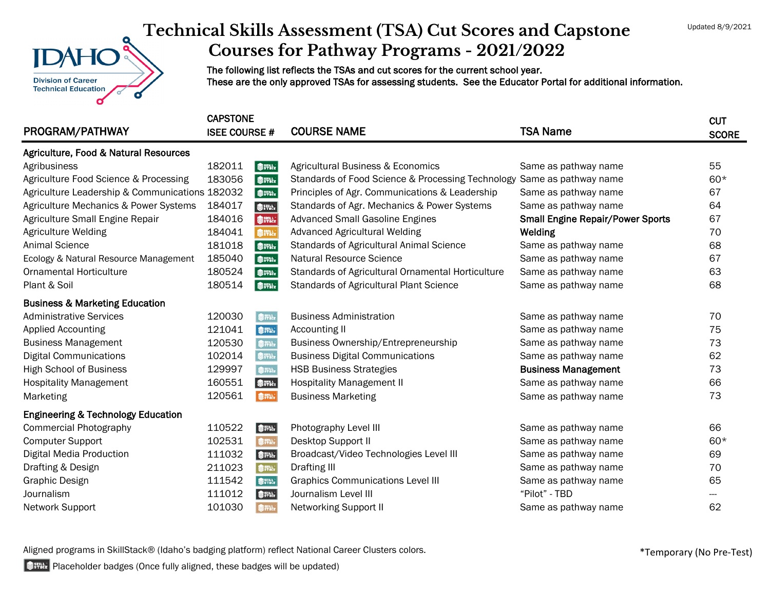# Technical Skills Assessment (TSA) Cut Scores and Capstone Courses for Pathway Programs - 2021/2022

Updated 8/9/2021

Idaho Division of Career Technical Education

**The following list reflects the TSAs and cut scores for the current school year.**
**These are the only approved TSAs for assessing students. See the Educator Portal for additional information.**

| PROGRAM/PATHWAY | CAPSTONE ISEE COURSE # | COURSE NAME | TSA Name | CUT SCORE |
|---|---|---|---|---|
| **Agriculture, Food & Natural Resources** | | | | |
| Agribusiness | 182011 | Agricultural Business & Economics | Same as pathway name | 55 |
| Agriculture Food Science & Processing | 183056 | Standards of Food Science & Processing Technology | Same as pathway name | 60* |
| Agriculture Leadership & Communications | 182032 | Principles of Agr. Communications & Leadership | Same as pathway name | 67 |
| Agriculture Mechanics & Power Systems | 184017 | Standards of Agr. Mechanics & Power Systems | Same as pathway name | 64 |
| Agriculture Small Engine Repair | 184016 | Advanced Small Gasoline Engines | **Small Engine Repair/Power Sports** | 67 |
| Agriculture Welding | 184041 | Advanced Agricultural Welding | **Welding** | 70 |
| Animal Science | 181018 | Standards of Agricultural Animal Science | Same as pathway name | 68 |
| Ecology & Natural Resource Management | 185040 | Natural Resource Science | Same as pathway name | 67 |
| Ornamental Horticulture | 180524 | Standards of Agricultural Ornamental Horticulture | Same as pathway name | 63 |
| Plant & Soil | 180514 | Standards of Agricultural Plant Science | Same as pathway name | 68 |
| **Business & Marketing Education** | | | | |
| Administrative Services | 120030 | Business Administration | Same as pathway name | 70 |
| Applied Accounting | 121041 | Accounting II | Same as pathway name | 75 |
| Business Management | 120530 | Business Ownership/Entrepreneurship | Same as pathway name | 73 |
| Digital Communications | 102014 | Business Digital Communications | Same as pathway name | 62 |
| High School of Business | 129997 | HSB Business Strategies | **Business Management** | 73 |
| Hospitality Management | 160551 | Hospitality Management II | Same as pathway name | 66 |
| Marketing | 120561 | Business Marketing | Same as pathway name | 73 |
| **Engineering & Technology Education** | | | | |
| Commercial Photography | 110522 | Photography Level III | Same as pathway name | 66 |
| Computer Support | 102531 | Desktop Support II | Same as pathway name | 60* |
| Digital Media Production | 111032 | Broadcast/Video Technologies Level III | Same as pathway name | 69 |
| Drafting & Design | 211023 | Drafting III | Same as pathway name | 70 |
| Graphic Design | 111542 | Graphics Communications Level III | Same as pathway name | 65 |
| Journalism | 111012 | Journalism Level III | "Pilot" - TBD | --- |
| Network Support | 101030 | Networking Support II | Same as pathway name | 62 |

Aligned programs in SkillStack® (Idaho's badging platform) reflect National Career Clusters colors.

Placeholder badges (Once fully aligned, these badges will be updated)

*Temporary (No Pre-Test)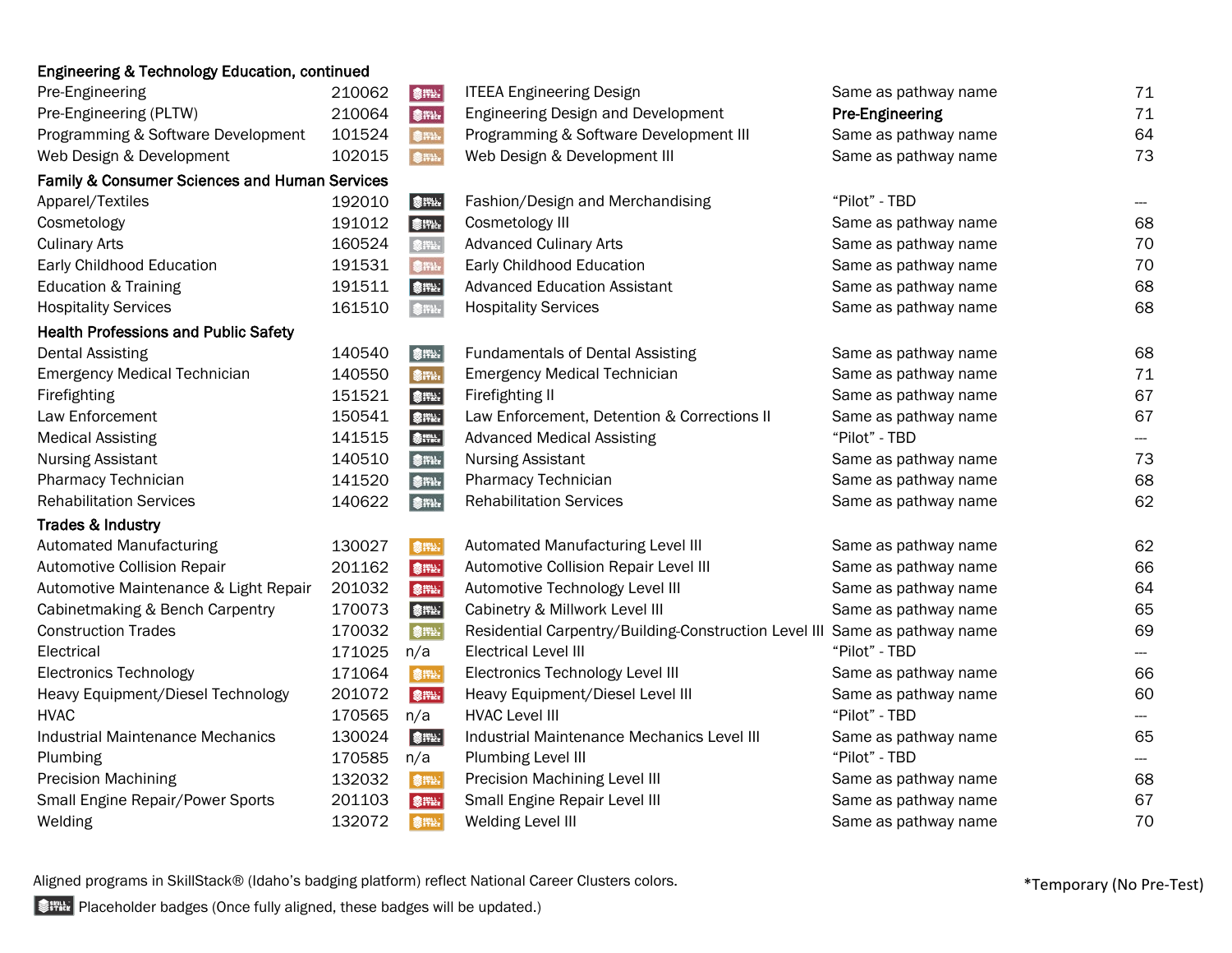| | | | | | |
|---|---|---|---|---|---|
| **Engineering & Technology Education, continued** | | | | | |
| Pre-Engineering | 210062 | | ITEEA Engineering Design | Same as pathway name | 71 |
| Pre-Engineering (PLTW) | 210064 | | Engineering Design and Development | **Pre-Engineering** | 71 |
| Programming & Software Development | 101524 | | Programming & Software Development III | Same as pathway name | 64 |
| Web Design & Development | 102015 | | Web Design & Development III | Same as pathway name | 73 |
| **Family & Consumer Sciences and Human Services** | | | | | |
| Apparel/Textiles | 192010 | | Fashion/Design and Merchandising | "Pilot" - TBD | --- |
| Cosmetology | 191012 | | Cosmetology III | Same as pathway name | 68 |
| Culinary Arts | 160524 | | Advanced Culinary Arts | Same as pathway name | 70 |
| Early Childhood Education | 191531 | | Early Childhood Education | Same as pathway name | 70 |
| Education & Training | 191511 | | Advanced Education Assistant | Same as pathway name | 68 |
| Hospitality Services | 161510 | | Hospitality Services | Same as pathway name | 68 |
| **Health Professions and Public Safety** | | | | | |
| Dental Assisting | 140540 | | Fundamentals of Dental Assisting | Same as pathway name | 68 |
| Emergency Medical Technician | 140550 | | Emergency Medical Technician | Same as pathway name | 71 |
| Firefighting | 151521 | | Firefighting II | Same as pathway name | 67 |
| Law Enforcement | 150541 | | Law Enforcement, Detention & Corrections II | Same as pathway name | 67 |
| Medical Assisting | 141515 | | Advanced Medical Assisting | "Pilot" - TBD | --- |
| Nursing Assistant | 140510 | | Nursing Assistant | Same as pathway name | 73 |
| Pharmacy Technician | 141520 | | Pharmacy Technician | Same as pathway name | 68 |
| Rehabilitation Services | 140622 | | Rehabilitation Services | Same as pathway name | 62 |
| **Trades & Industry** | | | | | |
| Automated Manufacturing | 130027 | | Automated Manufacturing Level III | Same as pathway name | 62 |
| Automotive Collision Repair | 201162 | | Automotive Collision Repair Level III | Same as pathway name | 66 |
| Automotive Maintenance & Light Repair | 201032 | | Automotive Technology Level III | Same as pathway name | 64 |
| Cabinetmaking & Bench Carpentry | 170073 | | Cabinetry & Millwork Level III | Same as pathway name | 65 |
| Construction Trades | 170032 | | Residential Carpentry/Building-Construction Level III | Same as pathway name | 69 |
| Electrical | 171025 | n/a | Electrical Level III | "Pilot" - TBD | --- |
| Electronics Technology | 171064 | | Electronics Technology Level III | Same as pathway name | 66 |
| Heavy Equipment/Diesel Technology | 201072 | | Heavy Equipment/Diesel Level III | Same as pathway name | 60 |
| HVAC | 170565 | n/a | HVAC Level III | "Pilot" - TBD | --- |
| Industrial Maintenance Mechanics | 130024 | | Industrial Maintenance Mechanics Level III | Same as pathway name | 65 |
| Plumbing | 170585 | n/a | Plumbing Level III | "Pilot" - TBD | --- |
| Precision Machining | 132032 | | Precision Machining Level III | Same as pathway name | 68 |
| Small Engine Repair/Power Sports | 201103 | | Small Engine Repair Level III | Same as pathway name | 67 |
| Welding | 132072 | | Welding Level III | Same as pathway name | 70 |

Aligned programs in SkillStack® (Idaho's badging platform) reflect National Career Clusters colors.

Placeholder badges (Once fully aligned, these badges will be updated.)

*Temporary (No Pre-Test)